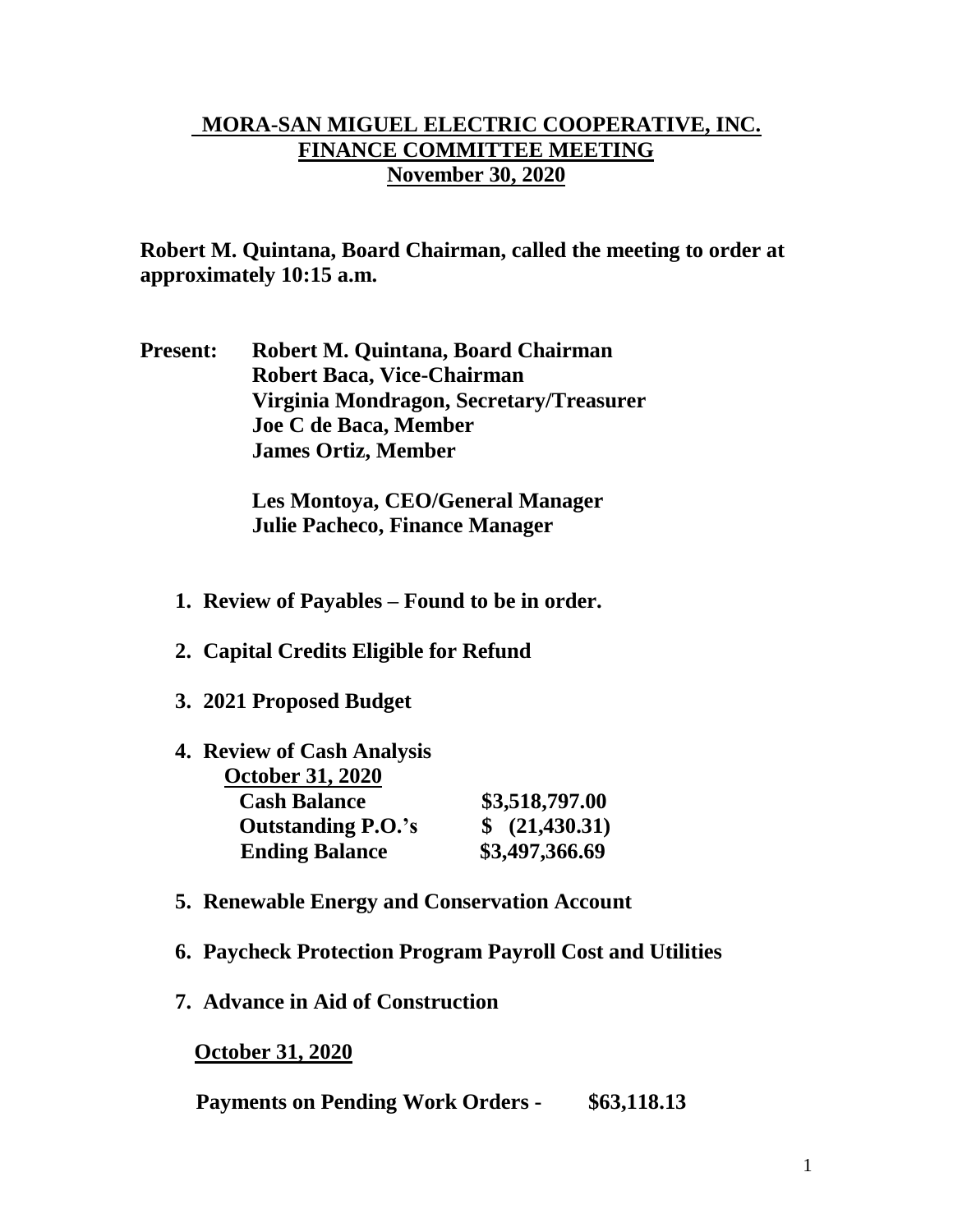# MORA-SAN MIGUEL ELECTRIC COOPERATIVE, INC.
## FINANCE COMMITTEE MEETING
## November 30, 2020

**Robert M. Quintana, Board Chairman, called the meeting to order at approximately 10:15 a.m.**

**Present:** **Robert M. Quintana, Board Chairman**
**Robert Baca, Vice-Chairman**
**Virginia Mondragon, Secretary/Treasurer**
**Joe C de Baca, Member**
**James Ortiz, Member**

**Les Montoya, CEO/General Manager**
**Julie Pacheco, Finance Manager**

1. **Review of Payables – Found to be in order.**

2. **Capital Credits Eligible for Refund**

3. **2021 Proposed Budget**

4. **Review of Cash Analysis**

   **October 31, 2020**

   | | |
   |---|---|
   | **Cash Balance** | **\$3,518,797.00** |
   | **Outstanding P.O.'s** | **\$ (21,430.31)** |
   | **Ending Balance** | **\$3,497,366.69** |

5. **Renewable Energy and Conservation Account**

6. **Paycheck Protection Program Payroll Cost and Utilities**

7. **Advance in Aid of Construction**

   **October 31, 2020**

   **Payments on Pending Work Orders - \$63,118.13**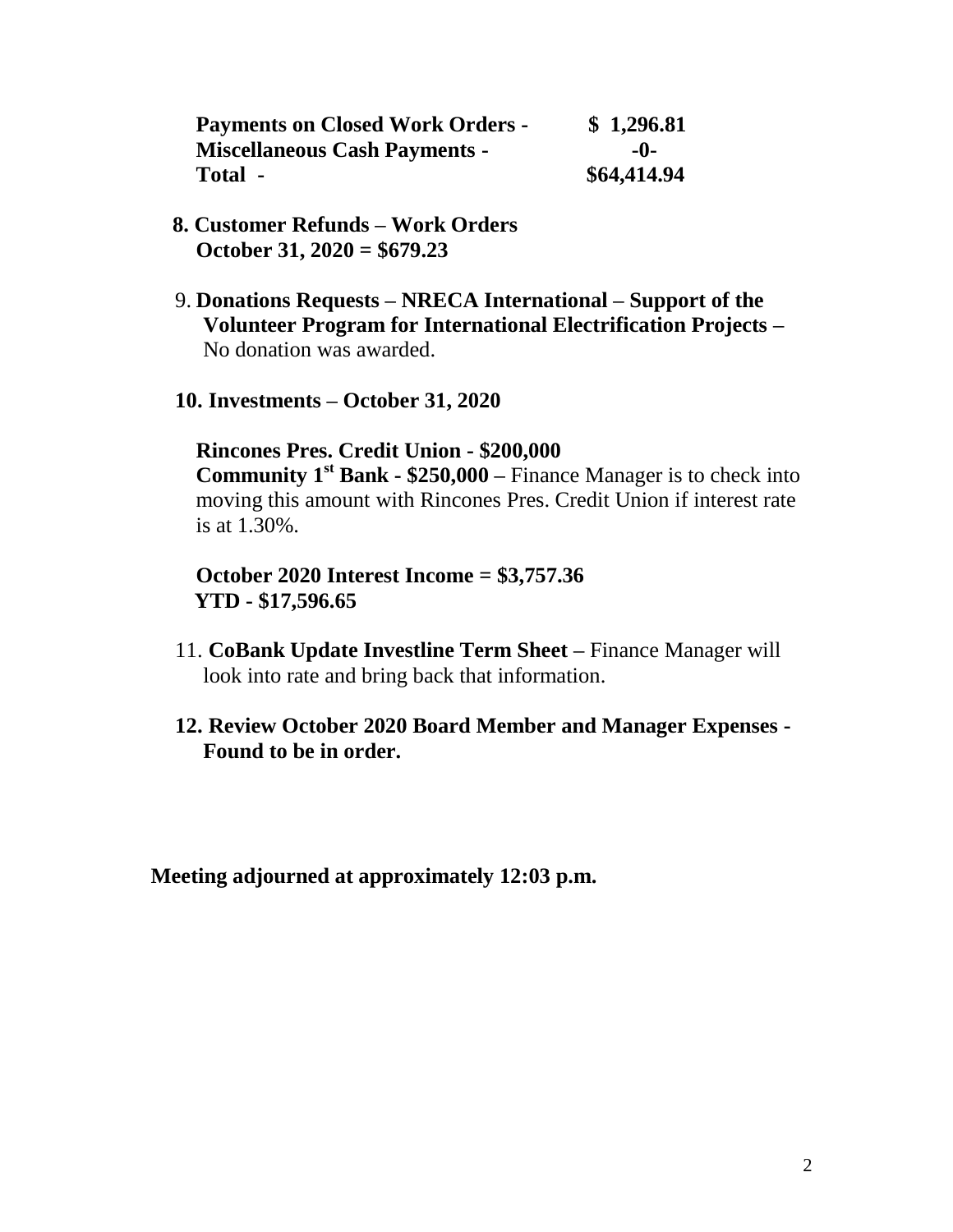| | |
|---|---|
| **Payments on Closed Work Orders -** | **$ 1,296.81** |
| **Miscellaneous Cash Payments -** | **-0-** |
| **Total -** | **$64,414.94** |

**8. Customer Refunds – Work Orders**
**October 31, 2020 = $679.23**

9. **Donations Requests – NRECA International – Support of the Volunteer Program for International Electrification Projects –** No donation was awarded.

**10. Investments – October 31, 2020**

**Rincones Pres. Credit Union - $200,000**
**Community 1st Bank - $250,000 –** Finance Manager is to check into moving this amount with Rincones Pres. Credit Union if interest rate is at 1.30%.

**October 2020 Interest Income = $3,757.36**
**YTD - $17,596.65**

11. **CoBank Update Investline Term Sheet –** Finance Manager will look into rate and bring back that information.

**12. Review October 2020 Board Member and Manager Expenses - Found to be in order.**

**Meeting adjourned at approximately 12:03 p.m.**